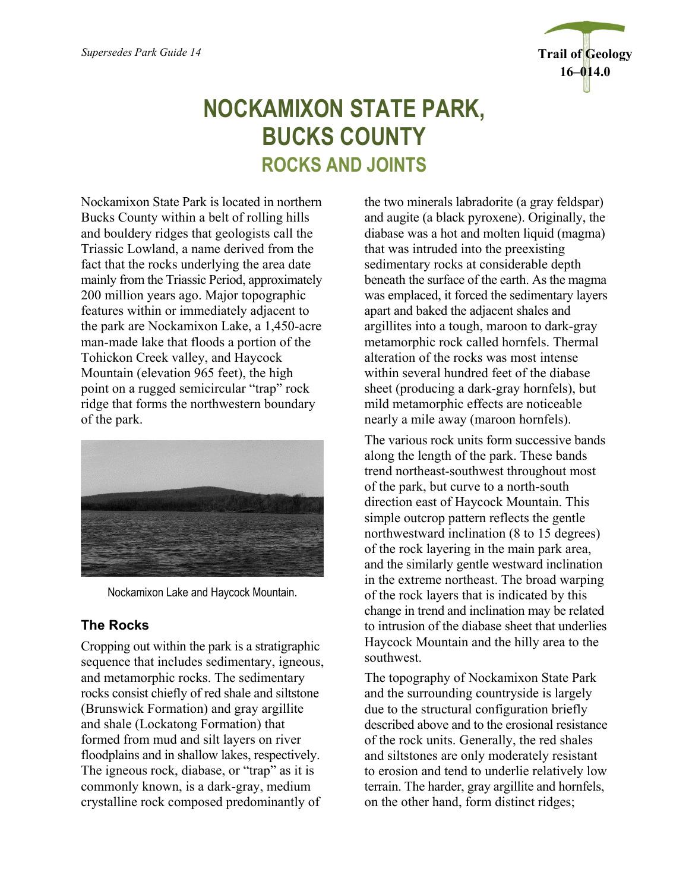*Supersedes Park Guide 14*

**Trail of Geology**
**16–014.0**

# NOCKAMIXON STATE PARK, BUCKS COUNTY

## ROCKS AND JOINTS

Nockamixon State Park is located in northern Bucks County within a belt of rolling hills and bouldery ridges that geologists call the Triassic Lowland, a name derived from the fact that the rocks underlying the area date mainly from the Triassic Period, approximately 200 million years ago. Major topographic features within or immediately adjacent to the park are Nockamixon Lake, a 1,450-acre man-made lake that floods a portion of the Tohickon Creek valley, and Haycock Mountain (elevation 965 feet), the high point on a rugged semicircular "trap" rock ridge that forms the northwestern boundary of the park.

Nockamixon Lake and Haycock Mountain.

### The Rocks

Cropping out within the park is a stratigraphic sequence that includes sedimentary, igneous, and metamorphic rocks. The sedimentary rocks consist chiefly of red shale and siltstone (Brunswick Formation) and gray argillite and shale (Lockatong Formation) that formed from mud and silt layers on river floodplains and in shallow lakes, respectively. The igneous rock, diabase, or "trap" as it is commonly known, is a dark-gray, medium crystalline rock composed predominantly of the two minerals labradorite (a gray feldspar) and augite (a black pyroxene). Originally, the diabase was a hot and molten liquid (magma) that was intruded into the preexisting sedimentary rocks at considerable depth beneath the surface of the earth. As the magma was emplaced, it forced the sedimentary layers apart and baked the adjacent shales and argillites into a tough, maroon to dark-gray metamorphic rock called hornfels. Thermal alteration of the rocks was most intense within several hundred feet of the diabase sheet (producing a dark-gray hornfels), but mild metamorphic effects are noticeable nearly a mile away (maroon hornfels).

The various rock units form successive bands along the length of the park. These bands trend northeast-southwest throughout most of the park, but curve to a north-south direction east of Haycock Mountain. This simple outcrop pattern reflects the gentle northwestward inclination (8 to 15 degrees) of the rock layering in the main park area, and the similarly gentle westward inclination in the extreme northeast. The broad warping of the rock layers that is indicated by this change in trend and inclination may be related to intrusion of the diabase sheet that underlies Haycock Mountain and the hilly area to the southwest.

The topography of Nockamixon State Park and the surrounding countryside is largely due to the structural configuration briefly described above and to the erosional resistance of the rock units. Generally, the red shales and siltstones are only moderately resistant to erosion and tend to underlie relatively low terrain. The harder, gray argillite and hornfels, on the other hand, form distinct ridges;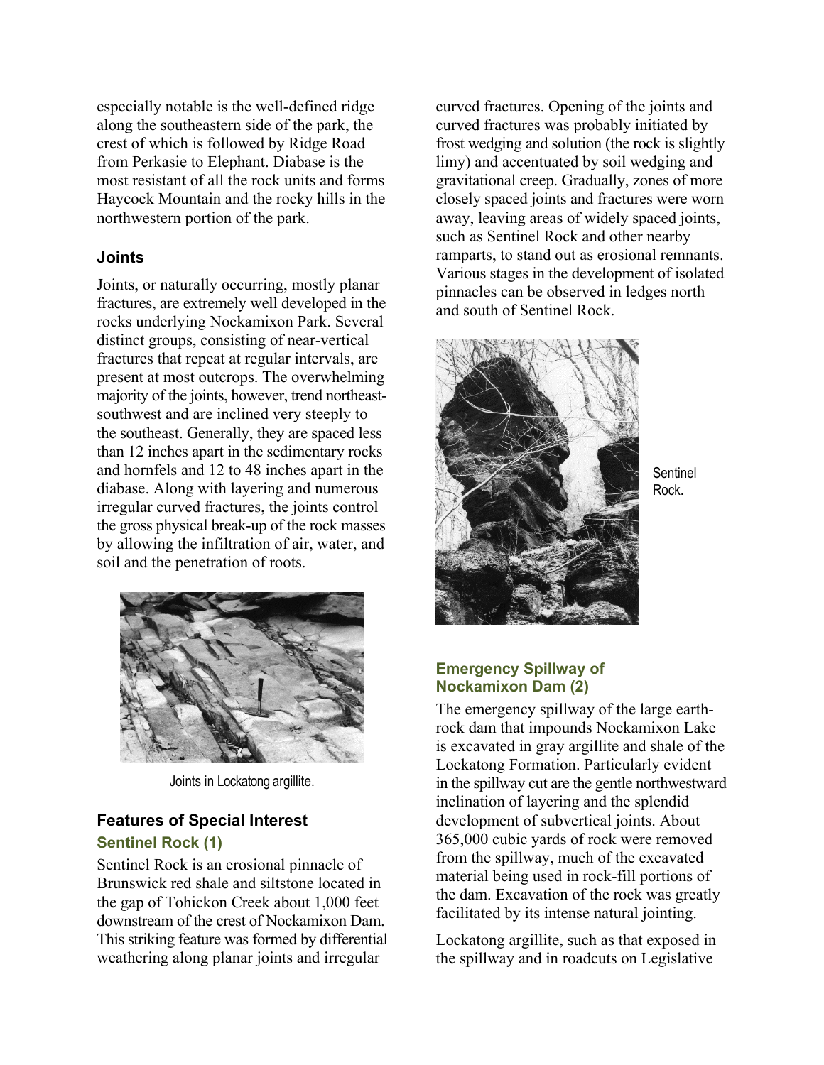especially notable is the well-defined ridge along the southeastern side of the park, the crest of which is followed by Ridge Road from Perkasie to Elephant. Diabase is the most resistant of all the rock units and forms Haycock Mountain and the rocky hills in the northwestern portion of the park.

### Joints

Joints, or naturally occurring, mostly planar fractures, are extremely well developed in the rocks underlying Nockamixon Park. Several distinct groups, consisting of near-vertical fractures that repeat at regular intervals, are present at most outcrops. The overwhelming majority of the joints, however, trend northeast-southwest and are inclined very steeply to the southeast. Generally, they are spaced less than 12 inches apart in the sedimentary rocks and hornfels and 12 to 48 inches apart in the diabase. Along with layering and numerous irregular curved fractures, the joints control the gross physical break-up of the rock masses by allowing the infiltration of air, water, and soil and the penetration of roots.

Joints in Lockatong argillite.

### Features of Special Interest

#### Sentinel Rock (1)

Sentinel Rock is an erosional pinnacle of Brunswick red shale and siltstone located in the gap of Tohickon Creek about 1,000 feet downstream of the crest of Nockamixon Dam. This striking feature was formed by differential weathering along planar joints and irregular curved fractures. Opening of the joints and curved fractures was probably initiated by frost wedging and solution (the rock is slightly limy) and accentuated by soil wedging and gravitational creep. Gradually, zones of more closely spaced joints and fractures were worn away, leaving areas of widely spaced joints, such as Sentinel Rock and other nearby ramparts, to stand out as erosional remnants. Various stages in the development of isolated pinnacles can be observed in ledges north and south of Sentinel Rock.

Sentinel Rock.

#### Emergency Spillway of Nockamixon Dam (2)

The emergency spillway of the large earth-rock dam that impounds Nockamixon Lake is excavated in gray argillite and shale of the Lockatong Formation. Particularly evident in the spillway cut are the gentle northwestward inclination of layering and the splendid development of subvertical joints. About 365,000 cubic yards of rock were removed from the spillway, much of the excavated material being used in rock-fill portions of the dam. Excavation of the rock was greatly facilitated by its intense natural jointing.

Lockatong argillite, such as that exposed in the spillway and in roadcuts on Legislative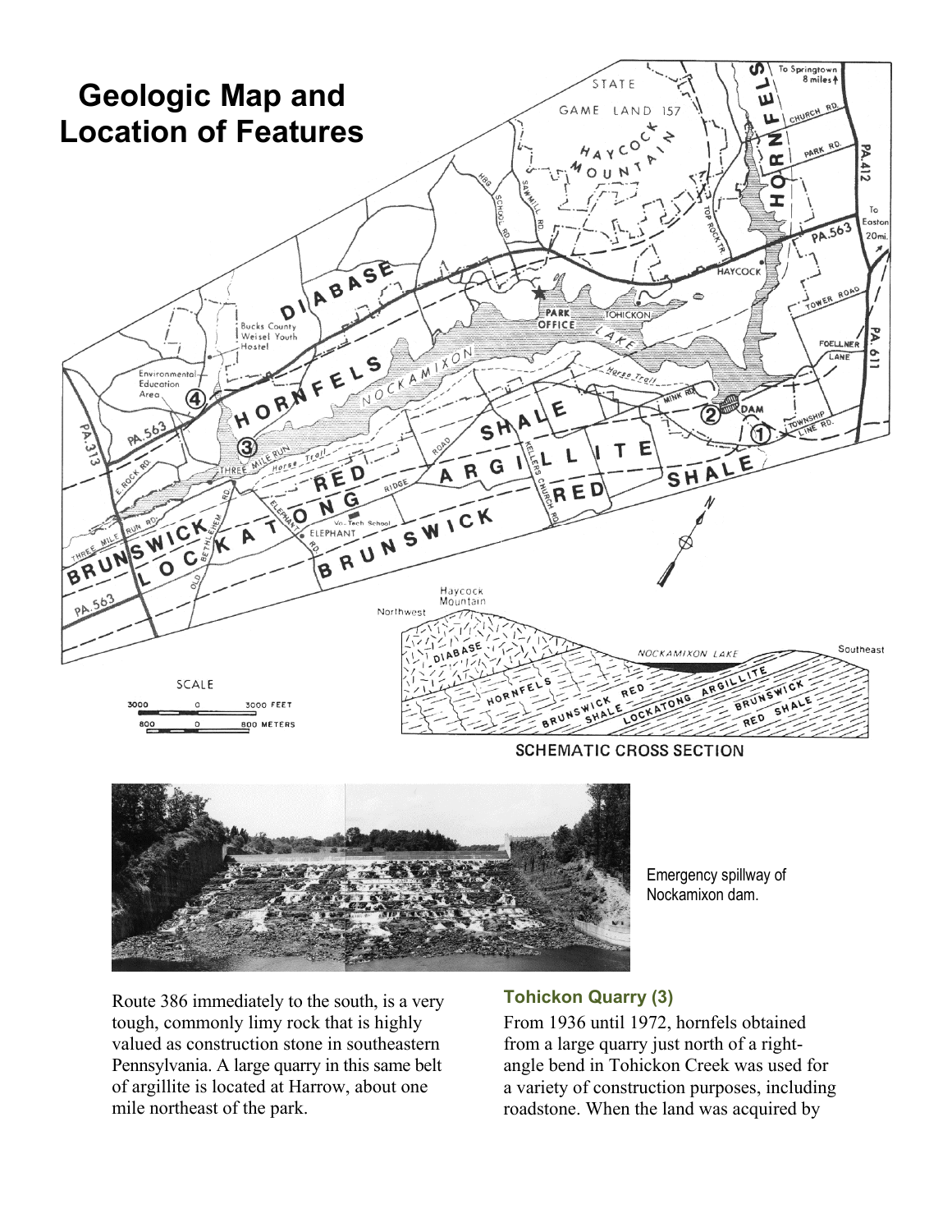# Geologic Map and Location of Features

SCHEMATIC CROSS SECTION

Emergency spillway of Nockamixon dam.

Route 386 immediately to the south, is a very tough, commonly limy rock that is highly valued as construction stone in southeastern Pennsylvania. A large quarry in this same belt of argillite is located at Harrow, about one mile northeast of the park.

### Tohickon Quarry (3)

From 1936 until 1972, hornfels obtained from a large quarry just north of a right-angle bend in Tohickon Creek was used for a variety of construction purposes, including roadstone. When the land was acquired by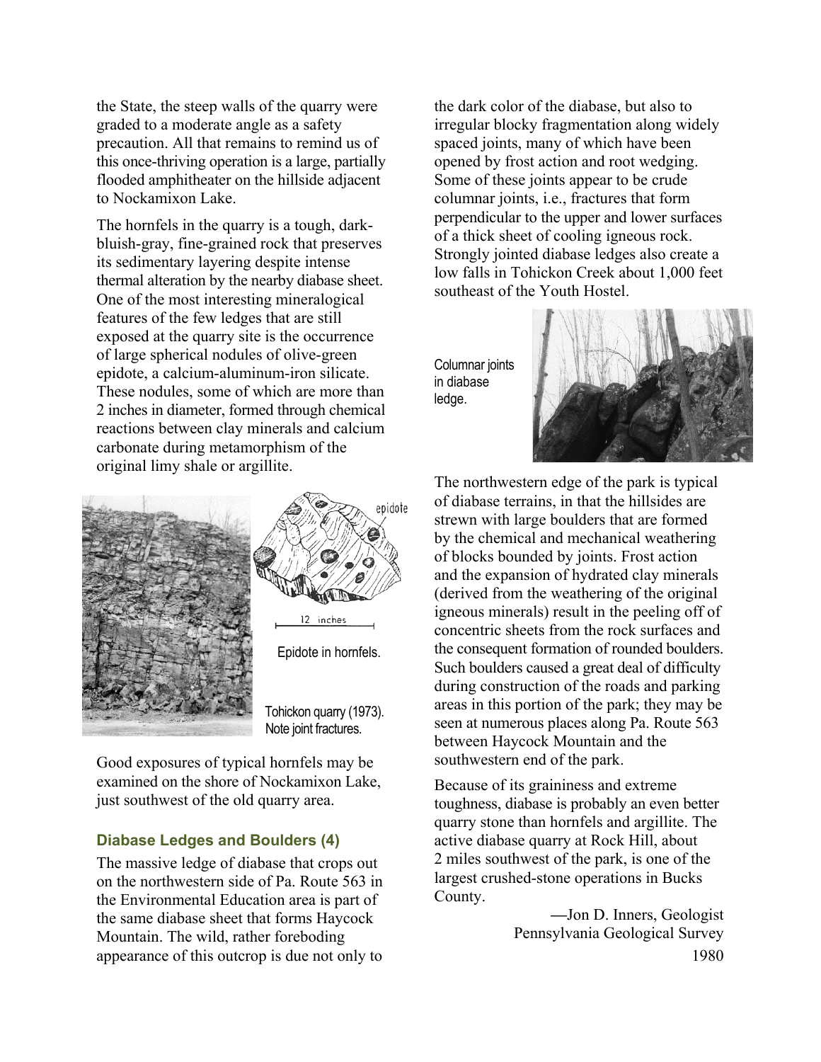the State, the steep walls of the quarry were graded to a moderate angle as a safety precaution. All that remains to remind us of this once-thriving operation is a large, partially flooded amphitheater on the hillside adjacent to Nockamixon Lake.

The hornfels in the quarry is a tough, dark-bluish-gray, fine-grained rock that preserves its sedimentary layering despite intense thermal alteration by the nearby diabase sheet. One of the most interesting mineralogical features of the few ledges that are still exposed at the quarry site is the occurrence of large spherical nodules of olive-green epidote, a calcium-aluminum-iron silicate. These nodules, some of which are more than 2 inches in diameter, formed through chemical reactions between clay minerals and calcium carbonate during metamorphism of the original limy shale or argillite.

Epidote in hornfels.

Tohickon quarry (1973). Note joint fractures.

Good exposures of typical hornfels may be examined on the shore of Nockamixon Lake, just southwest of the old quarry area.

### Diabase Ledges and Boulders (4)

The massive ledge of diabase that crops out on the northwestern side of Pa. Route 563 in the Environmental Education area is part of the same diabase sheet that forms Haycock Mountain. The wild, rather foreboding appearance of this outcrop is due not only to the dark color of the diabase, but also to irregular blocky fragmentation along widely spaced joints, many of which have been opened by frost action and root wedging. Some of these joints appear to be crude columnar joints, i.e., fractures that form perpendicular to the upper and lower surfaces of a thick sheet of cooling igneous rock. Strongly jointed diabase ledges also create a low falls in Tohickon Creek about 1,000 feet southeast of the Youth Hostel.

Columnar joints in diabase ledge.

The northwestern edge of the park is typical of diabase terrains, in that the hillsides are strewn with large boulders that are formed by the chemical and mechanical weathering of blocks bounded by joints. Frost action and the expansion of hydrated clay minerals (derived from the weathering of the original igneous minerals) result in the peeling off of concentric sheets from the rock surfaces and the consequent formation of rounded boulders. Such boulders caused a great deal of difficulty during construction of the roads and parking areas in this portion of the park; they may be seen at numerous places along Pa. Route 563 between Haycock Mountain and the southwestern end of the park.

Because of its graininess and extreme toughness, diabase is probably an even better quarry stone than hornfels and argillite. The active diabase quarry at Rock Hill, about 2 miles southwest of the park, is one of the largest crushed-stone operations in Bucks County.

—Jon D. Inners, Geologist
Pennsylvania Geological Survey
1980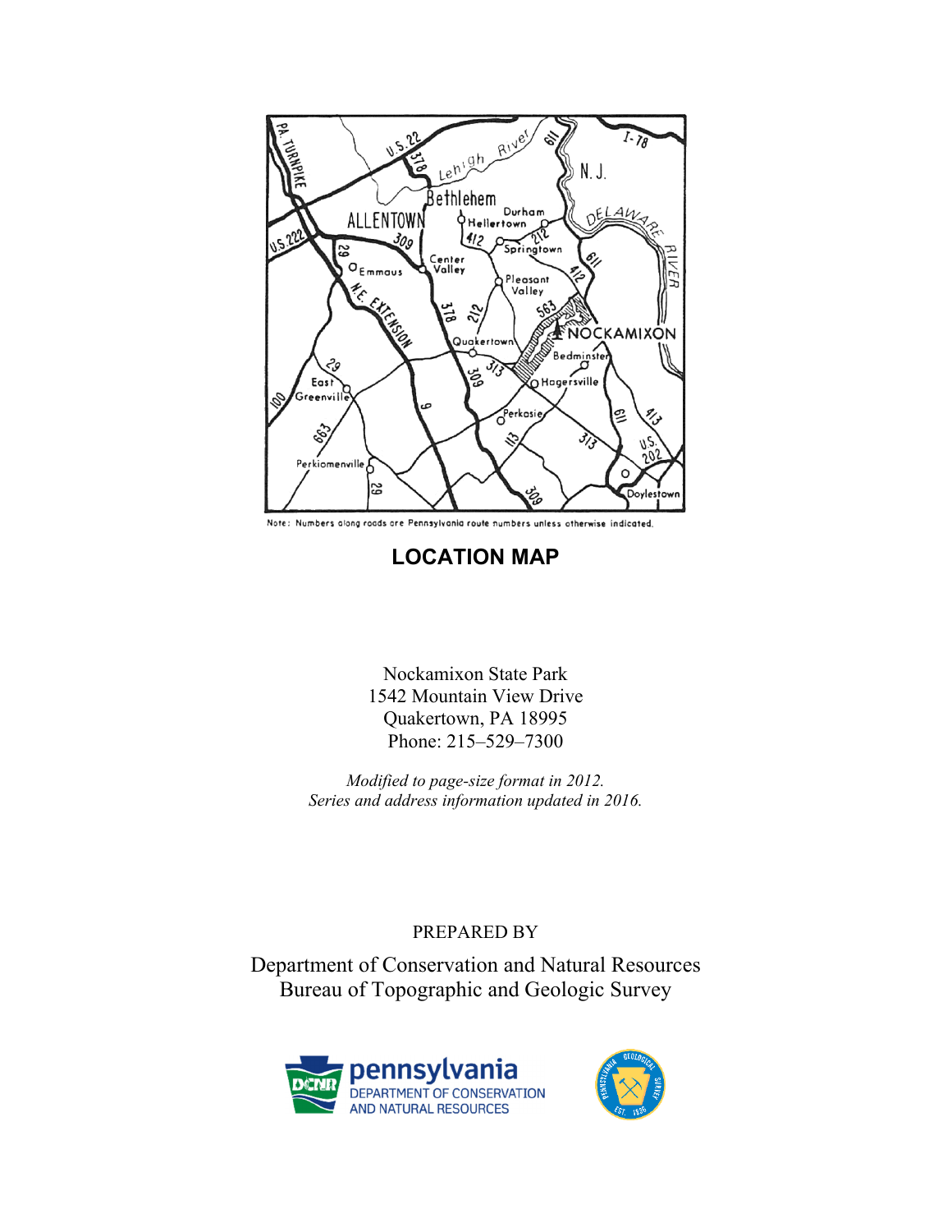Note: Numbers along roads are Pennsylvania route numbers unless otherwise indicated.

## LOCATION MAP

Nockamixon State Park
1542 Mountain View Drive
Quakertown, PA 18995
Phone: 215–529–7300

*Modified to page-size format in 2012.*
*Series and address information updated in 2016.*

PREPARED BY

Department of Conservation and Natural Resources
Bureau of Topographic and Geologic Survey